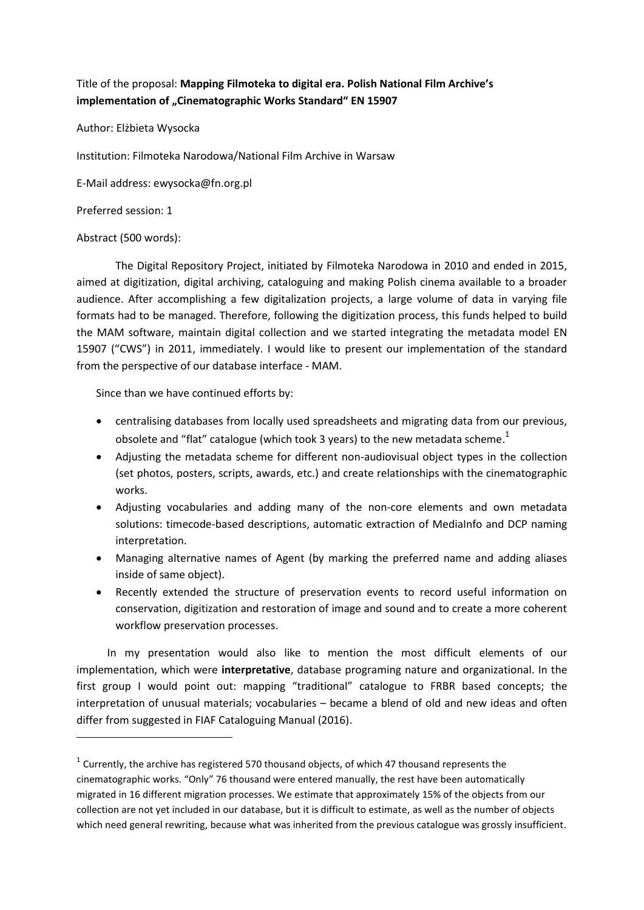Title of the proposal: **Mapping Filmoteka to digital era. Polish National Film Archive's implementation of „Cinematographic Works Standard" EN 15907**

Author: Elżbieta Wysocka

Institution: Filmoteka Narodowa/National Film Archive in Warsaw

E-Mail address: ewysocka@fn.org.pl

Preferred session: 1

Abstract (500 words):

The Digital Repository Project, initiated by Filmoteka Narodowa in 2010 and ended in 2015, aimed at digitization, digital archiving, cataloguing and making Polish cinema available to a broader audience. After accomplishing a few digitalization projects, a large volume of data in varying file formats had to be managed. Therefore, following the digitization process, this funds helped to build the MAM software, maintain digital collection and we started integrating the metadata model EN 15907 ("CWS") in 2011, immediately. I would like to present our implementation of the standard from the perspective of our database interface - MAM.

Since than we have continued efforts by:

- centralising databases from locally used spreadsheets and migrating data from our previous, obsolete and "flat" catalogue (which took 3 years) to the new metadata scheme.[1]
- Adjusting the metadata scheme for different non-audiovisual object types in the collection (set photos, posters, scripts, awards, etc.) and create relationships with the cinematographic works.
- Adjusting vocabularies and adding many of the non-core elements and own metadata solutions: timecode-based descriptions, automatic extraction of MediaInfo and DCP naming interpretation.
- Managing alternative names of Agent (by marking the preferred name and adding aliases inside of same object).
- Recently extended the structure of preservation events to record useful information on conservation, digitization and restoration of image and sound and to create a more coherent workflow preservation processes.

In my presentation would also like to mention the most difficult elements of our implementation, which were **interpretative**, database programing nature and organizational. In the first group I would point out: mapping "traditional" catalogue to FRBR based concepts; the interpretation of unusual materials; vocabularies – became a blend of old and new ideas and often differ from suggested in FIAF Cataloguing Manual (2016).

---

[1] Currently, the archive has registered 570 thousand objects, of which 47 thousand represents the cinematographic works. "Only" 76 thousand were entered manually, the rest have been automatically migrated in 16 different migration processes. We estimate that approximately 15% of the objects from our collection are not yet included in our database, but it is difficult to estimate, as well as the number of objects which need general rewriting, because what was inherited from the previous catalogue was grossly insufficient.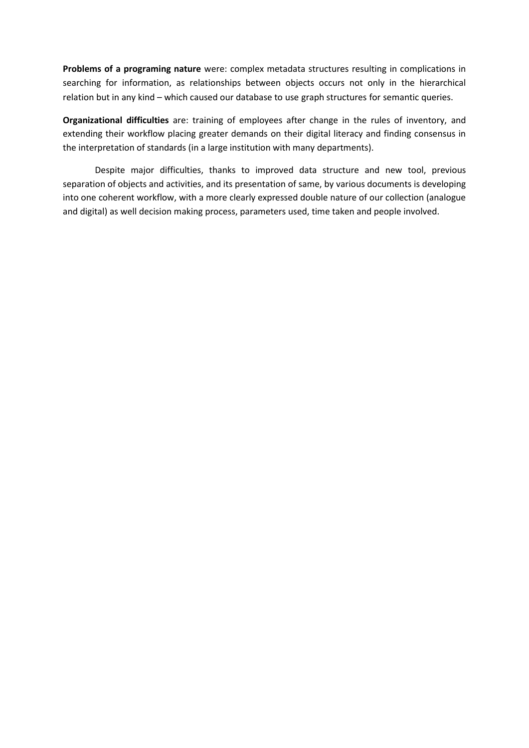**Problems of a programing nature** were: complex metadata structures resulting in complications in searching for information, as relationships between objects occurs not only in the hierarchical relation but in any kind – which caused our database to use graph structures for semantic queries.

**Organizational difficulties** are: training of employees after change in the rules of inventory, and extending their workflow placing greater demands on their digital literacy and finding consensus in the interpretation of standards (in a large institution with many departments).

Despite major difficulties, thanks to improved data structure and new tool, previous separation of objects and activities, and its presentation of same, by various documents is developing into one coherent workflow, with a more clearly expressed double nature of our collection (analogue and digital) as well decision making process, parameters used, time taken and people involved.